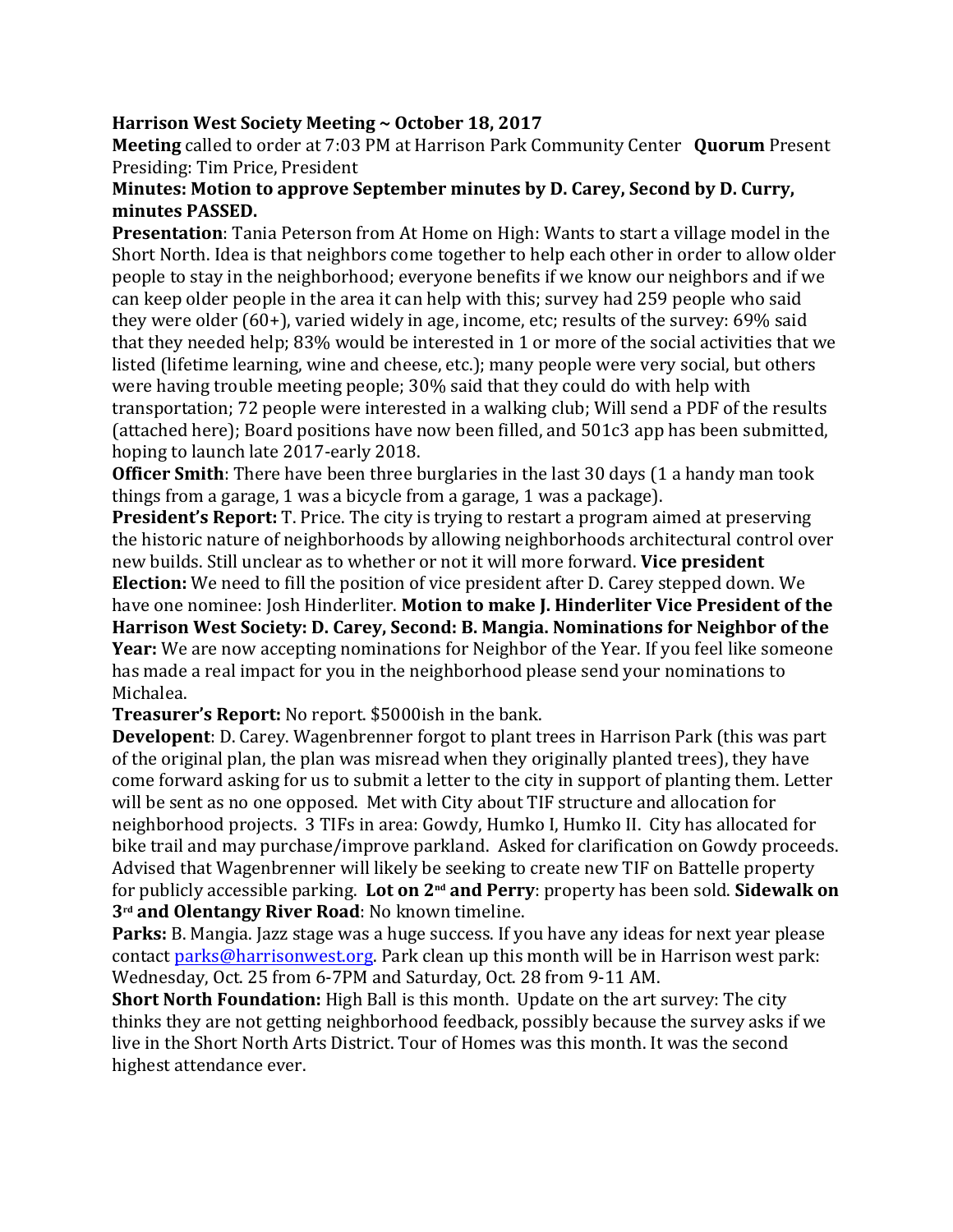**Harrison West Society Meeting ~ October 18, 2017**

**Meeting** called to order at 7:03 PM at Harrison Park Community Center **Quorum** Present
Presiding: Tim Price, President

**Minutes: Motion to approve September minutes by D. Carey, Second by D. Curry, minutes PASSED.**

**Presentation**: Tania Peterson from At Home on High: Wants to start a village model in the Short North. Idea is that neighbors come together to help each other in order to allow older people to stay in the neighborhood; everyone benefits if we know our neighbors and if we can keep older people in the area it can help with this; survey had 259 people who said they were older (60+), varied widely in age, income, etc; results of the survey: 69% said that they needed help; 83% would be interested in 1 or more of the social activities that we listed (lifetime learning, wine and cheese, etc.); many people were very social, but others were having trouble meeting people; 30% said that they could do with help with transportation; 72 people were interested in a walking club; Will send a PDF of the results (attached here); Board positions have now been filled, and 501c3 app has been submitted, hoping to launch late 2017-early 2018.

**Officer Smith**: There have been three burglaries in the last 30 days (1 a handy man took things from a garage, 1 was a bicycle from a garage, 1 was a package).

**President's Report:** T. Price. The city is trying to restart a program aimed at preserving the historic nature of neighborhoods by allowing neighborhoods architectural control over new builds. Still unclear as to whether or not it will more forward. **Vice president Election:** We need to fill the position of vice president after D. Carey stepped down. We have one nominee: Josh Hinderliter. **Motion to make J. Hinderliter Vice President of the Harrison West Society: D. Carey, Second: B. Mangia. Nominations for Neighbor of the Year:** We are now accepting nominations for Neighbor of the Year. If you feel like someone has made a real impact for you in the neighborhood please send your nominations to Michalea.

**Treasurer's Report:** No report. $5000ish in the bank.

**Developent**: D. Carey. Wagenbrenner forgot to plant trees in Harrison Park (this was part of the original plan, the plan was misread when they originally planted trees), they have come forward asking for us to submit a letter to the city in support of planting them. Letter will be sent as no one opposed. Met with City about TIF structure and allocation for neighborhood projects. 3 TIFs in area: Gowdy, Humko I, Humko II. City has allocated for bike trail and may purchase/improve parkland. Asked for clarification on Gowdy proceeds. Advised that Wagenbrenner will likely be seeking to create new TIF on Battelle property for publicly accessible parking. **Lot on 2nd and Perry**: property has been sold. **Sidewalk on 3rd and Olentangy River Road**: No known timeline.

**Parks:** B. Mangia. Jazz stage was a huge success. If you have any ideas for next year please contact parks@harrisonwest.org. Park clean up this month will be in Harrison west park: Wednesday, Oct. 25 from 6-7PM and Saturday, Oct. 28 from 9-11 AM.

**Short North Foundation:** High Ball is this month. Update on the art survey: The city thinks they are not getting neighborhood feedback, possibly because the survey asks if we live in the Short North Arts District. Tour of Homes was this month. It was the second highest attendance ever.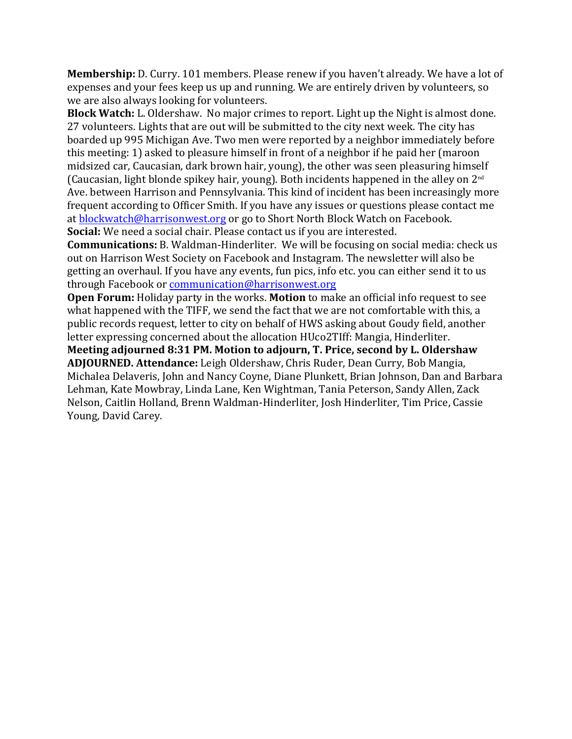**Membership:** D. Curry. 101 members. Please renew if you haven't already. We have a lot of expenses and your fees keep us up and running. We are entirely driven by volunteers, so we are also always looking for volunteers.

**Block Watch:** L. Oldershaw. No major crimes to report. Light up the Night is almost done. 27 volunteers. Lights that are out will be submitted to the city next week. The city has boarded up 995 Michigan Ave. Two men were reported by a neighbor immediately before this meeting: 1) asked to pleasure himself in front of a neighbor if he paid her (maroon midsized car, Caucasian, dark brown hair, young), the other was seen pleasuring himself (Caucasian, light blonde spikey hair, young). Both incidents happened in the alley on 2nd Ave. between Harrison and Pennsylvania. This kind of incident has been increasingly more frequent according to Officer Smith. If you have any issues or questions please contact me at blockwatch@harrisonwest.org or go to Short North Block Watch on Facebook.

**Social:** We need a social chair. Please contact us if you are interested.

**Communications:** B. Waldman-Hinderliter. We will be focusing on social media: check us out on Harrison West Society on Facebook and Instagram. The newsletter will also be getting an overhaul. If you have any events, fun pics, info etc. you can either send it to us through Facebook or communication@harrisonwest.org

**Open Forum:** Holiday party in the works. **Motion** to make an official info request to see what happened with the TIFF, we send the fact that we are not comfortable with this, a public records request, letter to city on behalf of HWS asking about Goudy field, another letter expressing concerned about the allocation HUco2TIff: Mangia, Hinderliter.

**Meeting adjourned 8:31 PM. Motion to adjourn, T. Price, second by L. Oldershaw ADJOURNED. Attendance:** Leigh Oldershaw, Chris Ruder, Dean Curry, Bob Mangia, Michalea Delaveris, John and Nancy Coyne, Diane Plunkett, Brian Johnson, Dan and Barbara Lehman, Kate Mowbray, Linda Lane, Ken Wightman, Tania Peterson, Sandy Allen, Zack Nelson, Caitlin Holland, Brenn Waldman-Hinderliter, Josh Hinderliter, Tim Price, Cassie Young, David Carey.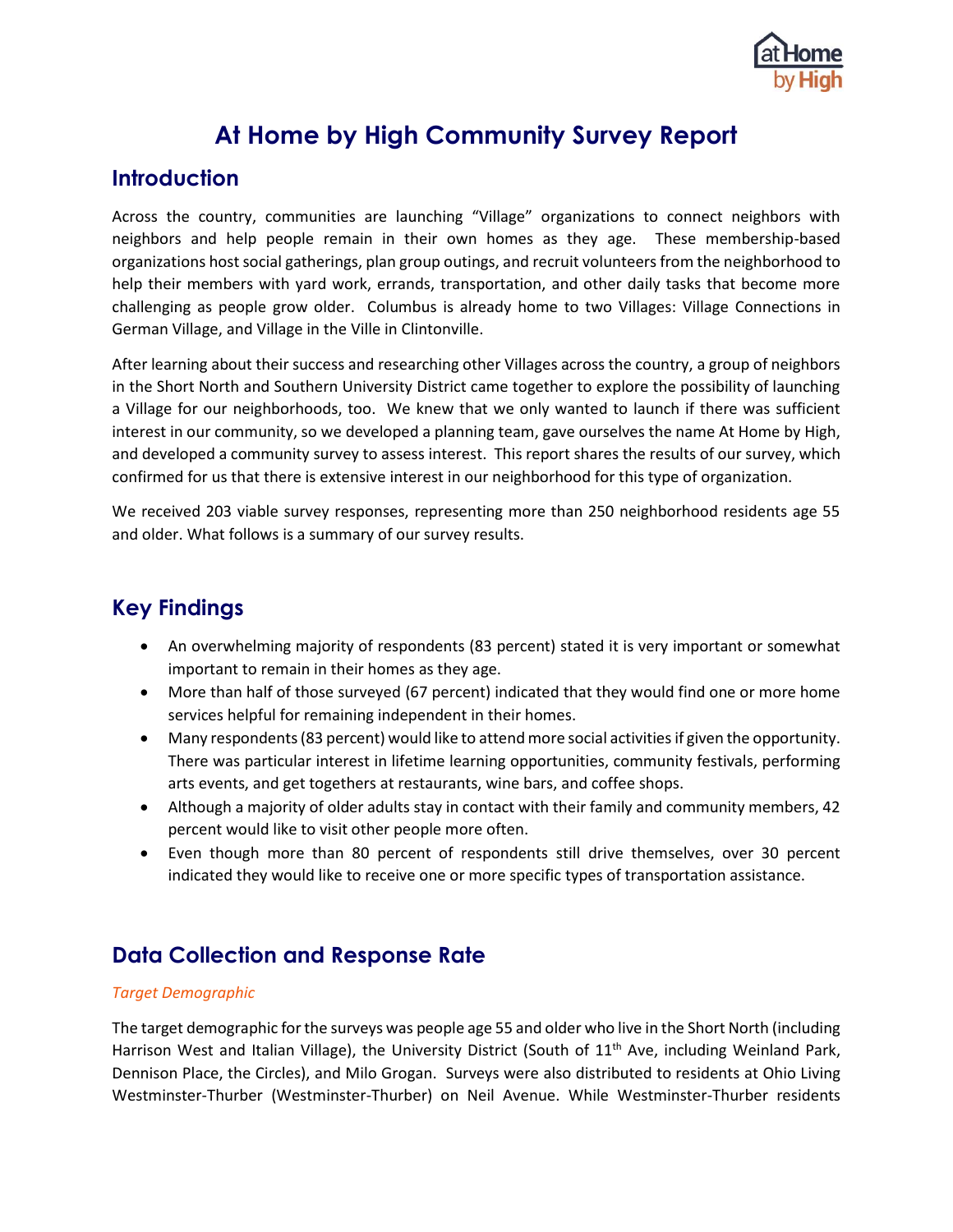# At Home by High Community Survey Report

## Introduction

Across the country, communities are launching "Village" organizations to connect neighbors with neighbors and help people remain in their own homes as they age. These membership-based organizations host social gatherings, plan group outings, and recruit volunteers from the neighborhood to help their members with yard work, errands, transportation, and other daily tasks that become more challenging as people grow older. Columbus is already home to two Villages: Village Connections in German Village, and Village in the Ville in Clintonville.

After learning about their success and researching other Villages across the country, a group of neighbors in the Short North and Southern University District came together to explore the possibility of launching a Village for our neighborhoods, too. We knew that we only wanted to launch if there was sufficient interest in our community, so we developed a planning team, gave ourselves the name At Home by High, and developed a community survey to assess interest. This report shares the results of our survey, which confirmed for us that there is extensive interest in our neighborhood for this type of organization.

We received 203 viable survey responses, representing more than 250 neighborhood residents age 55 and older. What follows is a summary of our survey results.

## Key Findings

- An overwhelming majority of respondents (83 percent) stated it is very important or somewhat important to remain in their homes as they age.
- More than half of those surveyed (67 percent) indicated that they would find one or more home services helpful for remaining independent in their homes.
- Many respondents (83 percent) would like to attend more social activities if given the opportunity. There was particular interest in lifetime learning opportunities, community festivals, performing arts events, and get togethers at restaurants, wine bars, and coffee shops.
- Although a majority of older adults stay in contact with their family and community members, 42 percent would like to visit other people more often.
- Even though more than 80 percent of respondents still drive themselves, over 30 percent indicated they would like to receive one or more specific types of transportation assistance.

## Data Collection and Response Rate

*Target Demographic*

The target demographic for the surveys was people age 55 and older who live in the Short North (including Harrison West and Italian Village), the University District (South of 11th Ave, including Weinland Park, Dennison Place, the Circles), and Milo Grogan. Surveys were also distributed to residents at Ohio Living Westminster-Thurber (Westminster-Thurber) on Neil Avenue. While Westminster-Thurber residents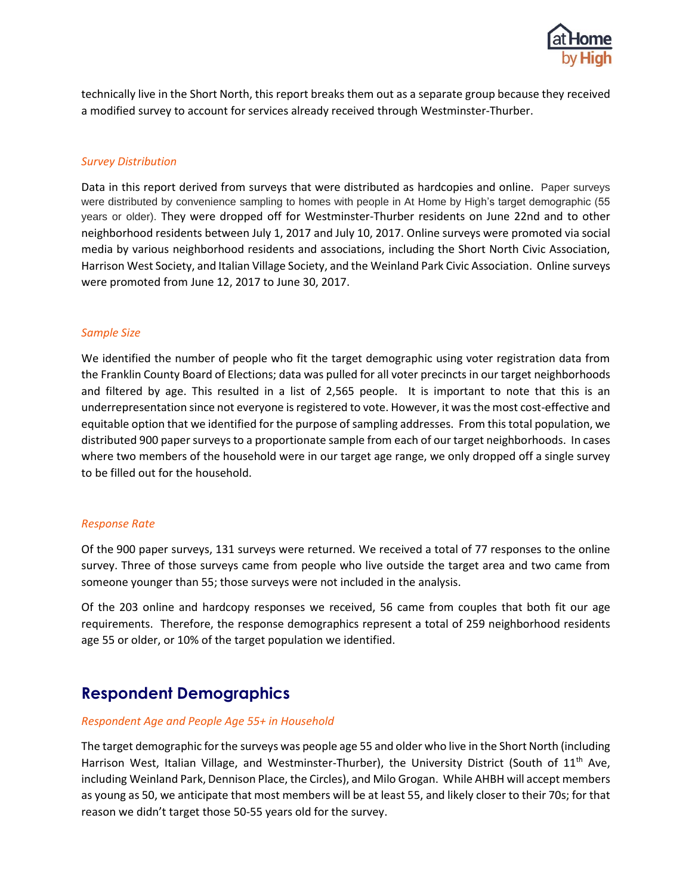technically live in the Short North, this report breaks them out as a separate group because they received a modified survey to account for services already received through Westminster-Thurber.

### *Survey Distribution*

Data in this report derived from surveys that were distributed as hardcopies and online. Paper surveys were distributed by convenience sampling to homes with people in At Home by High's target demographic (55 years or older). They were dropped off for Westminster-Thurber residents on June 22nd and to other neighborhood residents between July 1, 2017 and July 10, 2017. Online surveys were promoted via social media by various neighborhood residents and associations, including the Short North Civic Association, Harrison West Society, and Italian Village Society, and the Weinland Park Civic Association. Online surveys were promoted from June 12, 2017 to June 30, 2017.

### *Sample Size*

We identified the number of people who fit the target demographic using voter registration data from the Franklin County Board of Elections; data was pulled for all voter precincts in our target neighborhoods and filtered by age. This resulted in a list of 2,565 people. It is important to note that this is an underrepresentation since not everyone is registered to vote. However, it was the most cost-effective and equitable option that we identified for the purpose of sampling addresses. From this total population, we distributed 900 paper surveys to a proportionate sample from each of our target neighborhoods. In cases where two members of the household were in our target age range, we only dropped off a single survey to be filled out for the household.

### *Response Rate*

Of the 900 paper surveys, 131 surveys were returned. We received a total of 77 responses to the online survey. Three of those surveys came from people who live outside the target area and two came from someone younger than 55; those surveys were not included in the analysis.

Of the 203 online and hardcopy responses we received, 56 came from couples that both fit our age requirements. Therefore, the response demographics represent a total of 259 neighborhood residents age 55 or older, or 10% of the target population we identified.

## Respondent Demographics

### *Respondent Age and People Age 55+ in Household*

The target demographic for the surveys was people age 55 and older who live in the Short North (including Harrison West, Italian Village, and Westminster-Thurber), the University District (South of 11th Ave, including Weinland Park, Dennison Place, the Circles), and Milo Grogan. While AHBH will accept members as young as 50, we anticipate that most members will be at least 55, and likely closer to their 70s; for that reason we didn't target those 50-55 years old for the survey.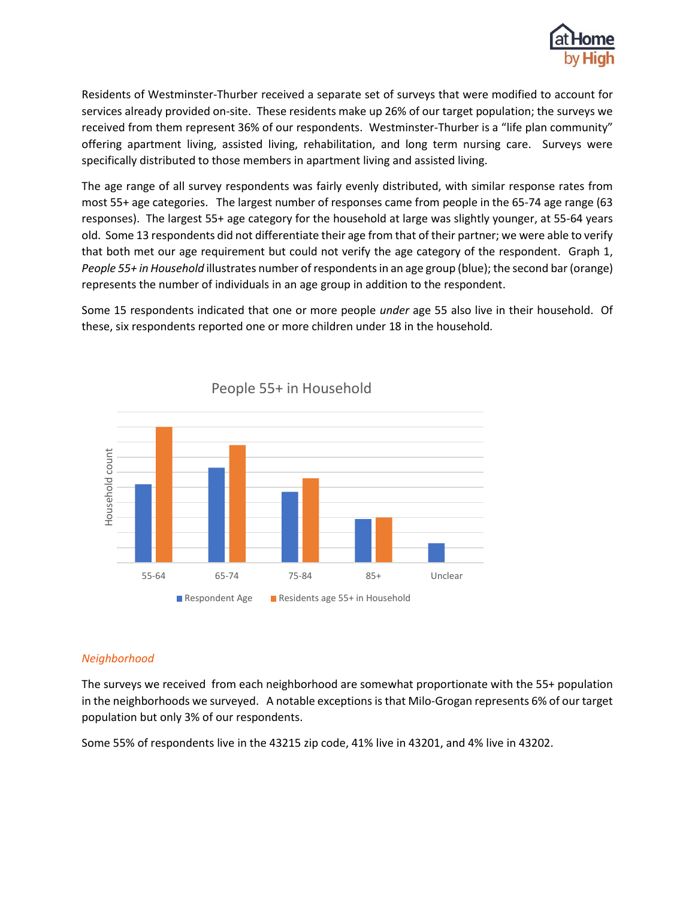Residents of Westminster-Thurber received a separate set of surveys that were modified to account for services already provided on-site. These residents make up 26% of our target population; the surveys we received from them represent 36% of our respondents. Westminster-Thurber is a "life plan community" offering apartment living, assisted living, rehabilitation, and long term nursing care. Surveys were specifically distributed to those members in apartment living and assisted living.

The age range of all survey respondents was fairly evenly distributed, with similar response rates from most 55+ age categories. The largest number of responses came from people in the 65-74 age range (63 responses). The largest 55+ age category for the household at large was slightly younger, at 55-64 years old. Some 13 respondents did not differentiate their age from that of their partner; we were able to verify that both met our age requirement but could not verify the age category of the respondent. Graph 1, *People 55+ in Household* illustrates number of respondents in an age group (blue); the second bar (orange) represents the number of individuals in an age group in addition to the respondent.

Some 15 respondents indicated that one or more people *under* age 55 also live in their household. Of these, six respondents reported one or more children under 18 in the household.

People 55+ in Household

Household count

55-64 | 65-74 | 75-84 | 85+ | Unclear

Respondent Age | Residents age 55+ in Household

### *Neighborhood*

The surveys we received from each neighborhood are somewhat proportionate with the 55+ population in the neighborhoods we surveyed. A notable exceptions is that Milo-Grogan represents 6% of our target population but only 3% of our respondents.

Some 55% of respondents live in the 43215 zip code, 41% live in 43201, and 4% live in 43202.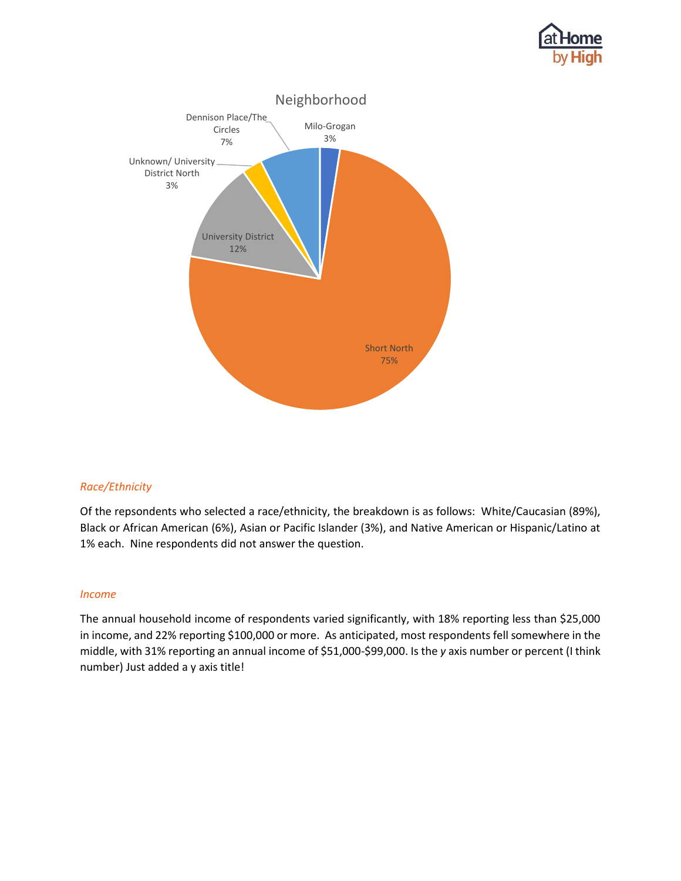Neighborhood

Dennison Place/The Circles 7%

Milo-Grogan 3%

Unknown/ University District North 3%

University District 12%

Short North 75%

*Race/Ethnicity*

Of the repsondents who selected a race/ethnicity, the breakdown is as follows: White/Caucasian (89%), Black or African American (6%), Asian or Pacific Islander (3%), and Native American or Hispanic/Latino at 1% each. Nine respondents did not answer the question.

*Income*

The annual household income of respondents varied significantly, with 18% reporting less than $25,000 in income, and 22% reporting $100,000 or more. As anticipated, most respondents fell somewhere in the middle, with 31% reporting an annual income of $51,000-$99,000. Is the *y* axis number or percent (I think number) Just added a y axis title!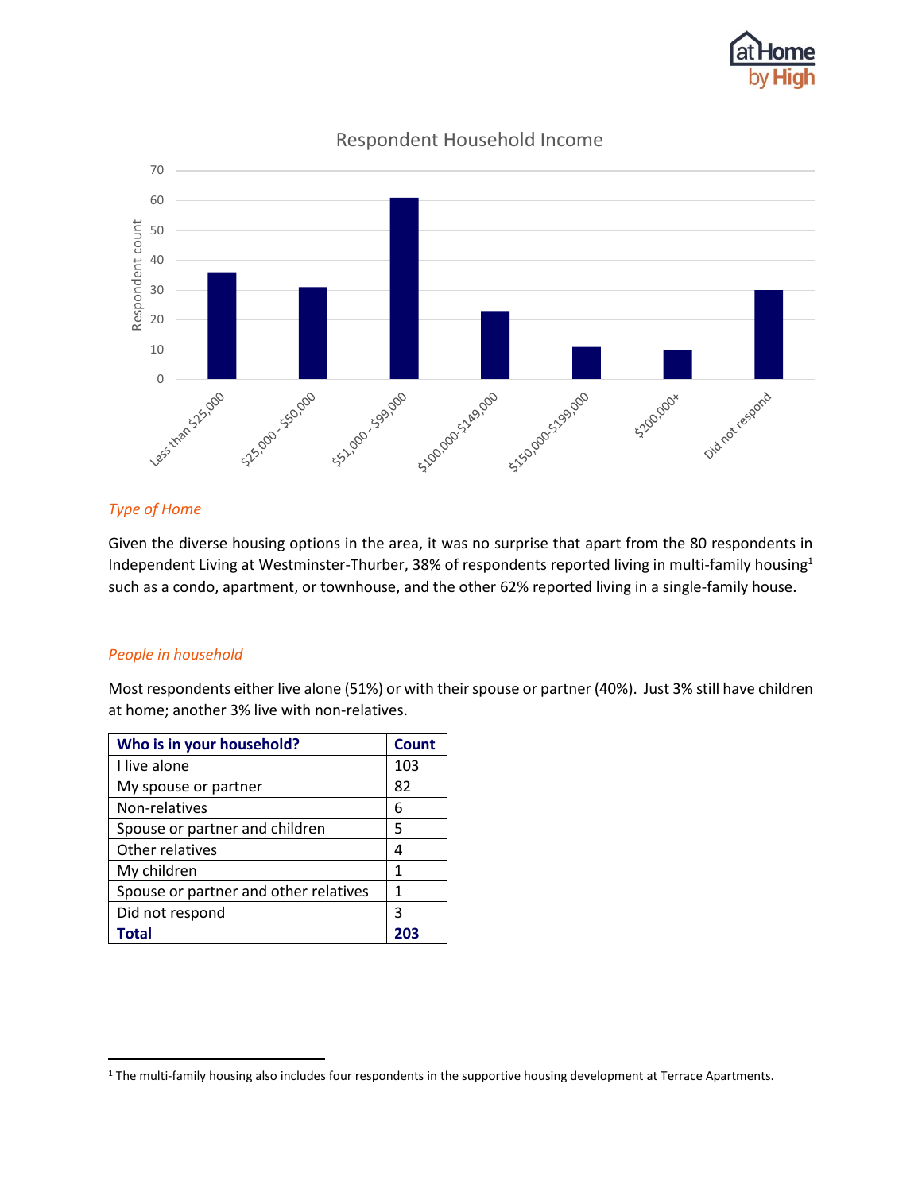Respondent Household Income

| Household income | Respondent count |
|---|---|
| Less than $25,000 | 36 |
| $25,000 - $50,000 | 31 |
| $51,000 - $99,000 | 61 |
| $100,000-$149,000 | 23 |
| $150,000-$199,000 | 11 |
| $200,000+ | 10 |
| Did not respond | 30 |

*Type of Home*

Given the diverse housing options in the area, it was no surprise that apart from the 80 respondents in Independent Living at Westminster-Thurber, 38% of respondents reported living in multi-family housing[1] such as a condo, apartment, or townhouse, and the other 62% reported living in a single-family house.

*People in household*

Most respondents either live alone (51%) or with their spouse or partner (40%). Just 3% still have children at home; another 3% live with non-relatives.

| Who is in your household? | Count |
|---|---|
| I live alone | 103 |
| My spouse or partner | 82 |
| Non-relatives | 6 |
| Spouse or partner and children | 5 |
| Other relatives | 4 |
| My children | 1 |
| Spouse or partner and other relatives | 1 |
| Did not respond | 3 |
| **Total** | **203** |

[1] The multi-family housing also includes four respondents in the supportive housing development at Terrace Apartments.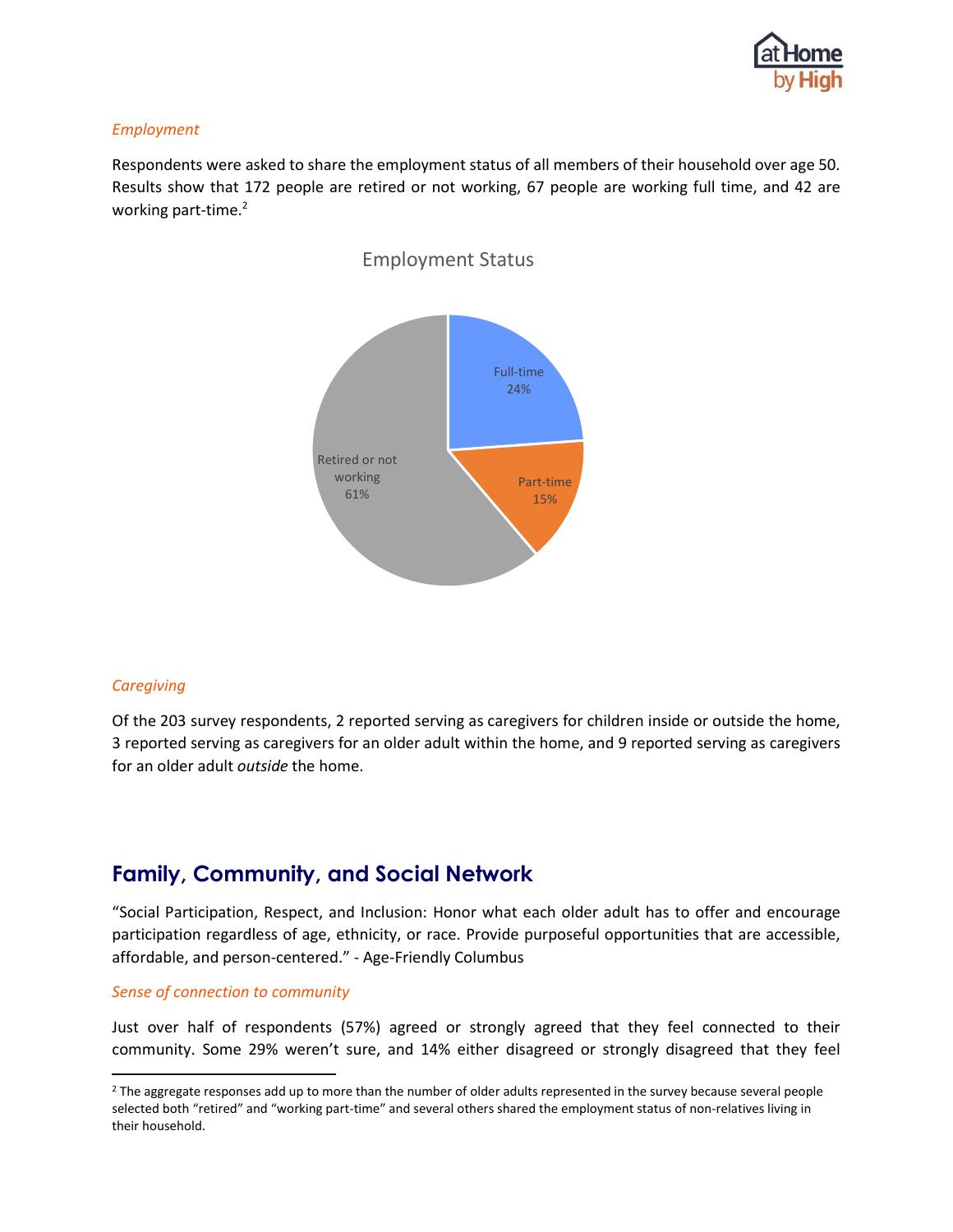*Employment*

Respondents were asked to share the employment status of all members of their household over age 50. Results show that 172 people are retired or not working, 67 people are working full time, and 42 are working part-time.[2]

Employment Status

Full-time 24%

Part-time 15%

Retired or not working 61%

*Caregiving*

Of the 203 survey respondents, 2 reported serving as caregivers for children inside or outside the home, 3 reported serving as caregivers for an older adult within the home, and 9 reported serving as caregivers for an older adult *outside* the home.

## Family, Community, and Social Network

"Social Participation, Respect, and Inclusion: Honor what each older adult has to offer and encourage participation regardless of age, ethnicity, or race. Provide purposeful opportunities that are accessible, affordable, and person-centered." - Age-Friendly Columbus

*Sense of connection to community*

Just over half of respondents (57%) agreed or strongly agreed that they feel connected to their community. Some 29% weren't sure, and 14% either disagreed or strongly disagreed that they feel

[2] The aggregate responses add up to more than the number of older adults represented in the survey because several people selected both "retired" and "working part-time" and several others shared the employment status of non-relatives living in their household.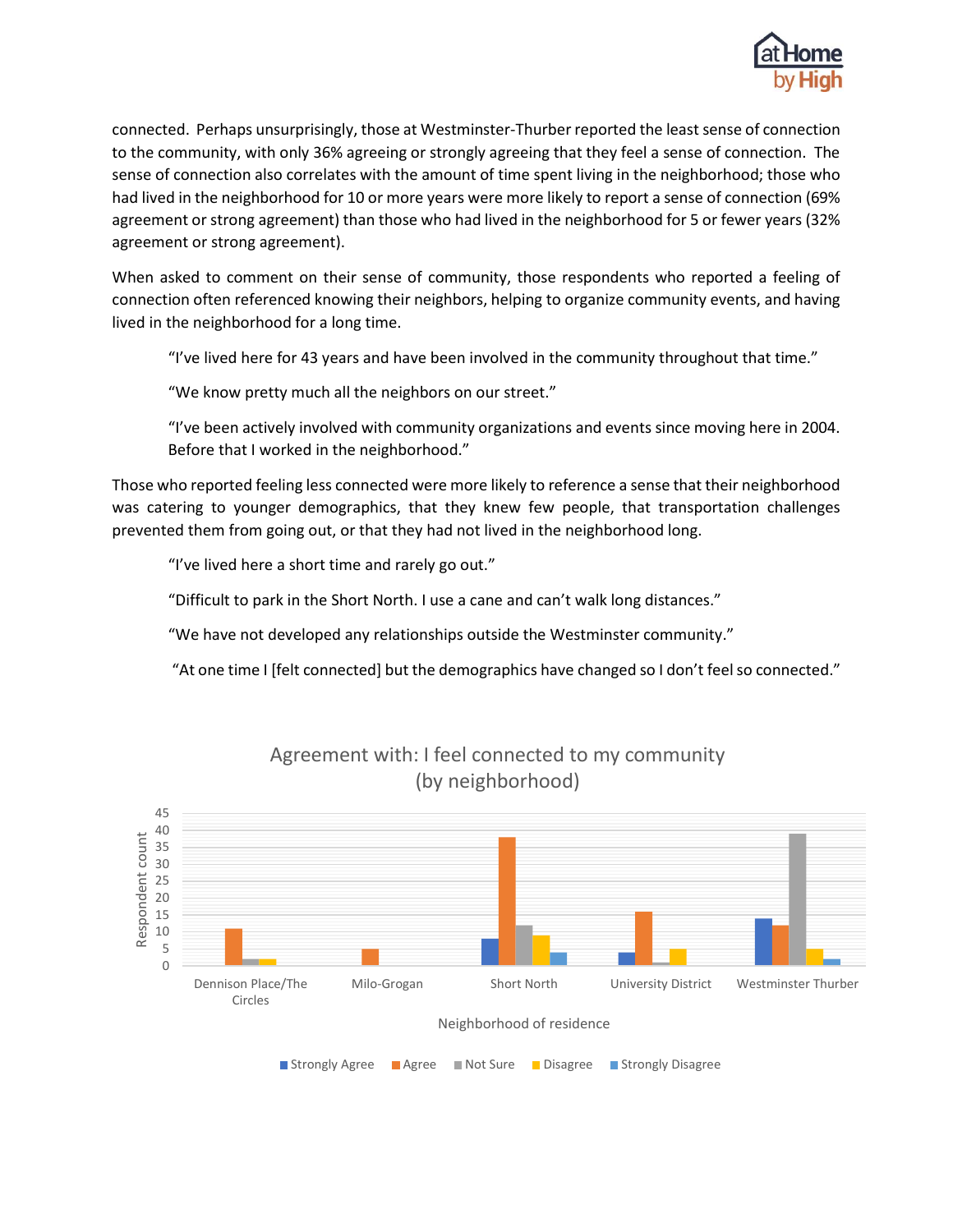connected. Perhaps unsurprisingly, those at Westminster-Thurber reported the least sense of connection to the community, with only 36% agreeing or strongly agreeing that they feel a sense of connection. The sense of connection also correlates with the amount of time spent living in the neighborhood; those who had lived in the neighborhood for 10 or more years were more likely to report a sense of connection (69% agreement or strong agreement) than those who had lived in the neighborhood for 5 or fewer years (32% agreement or strong agreement).

When asked to comment on their sense of community, those respondents who reported a feeling of connection often referenced knowing their neighbors, helping to organize community events, and having lived in the neighborhood for a long time.

> "I've lived here for 43 years and have been involved in the community throughout that time."
>
> "We know pretty much all the neighbors on our street."
>
> "I've been actively involved with community organizations and events since moving here in 2004. Before that I worked in the neighborhood."

Those who reported feeling less connected were more likely to reference a sense that their neighborhood was catering to younger demographics, that they knew few people, that transportation challenges prevented them from going out, or that they had not lived in the neighborhood long.

> "I've lived here a short time and rarely go out."
>
> "Difficult to park in the Short North. I use a cane and can't walk long distances."
>
> "We have not developed any relationships outside the Westminster community."
>
> "At one time I [felt connected] but the demographics have changed so I don't feel so connected."

Agreement with: I feel connected to my community (by neighborhood)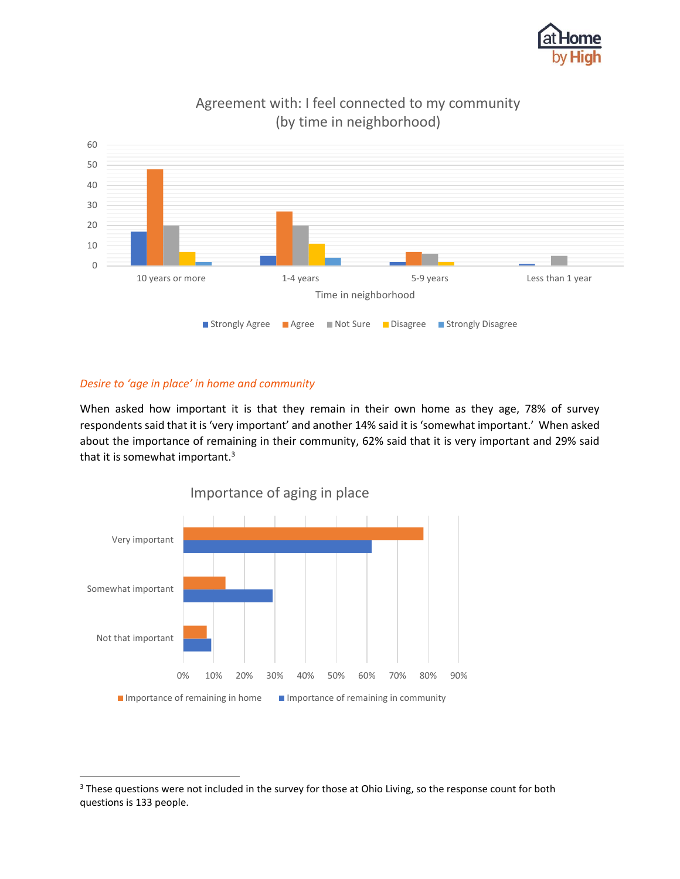Agreement with: I feel connected to my community (by time in neighborhood)

*Desire to 'age in place' in home and community*

When asked how important it is that they remain in their own home as they age, 78% of survey respondents said that it is 'very important' and another 14% said it is 'somewhat important.' When asked about the importance of remaining in their community, 62% said that it is very important and 29% said that it is somewhat important.[3]

Importance of aging in place

---

[3] These questions were not included in the survey for those at Ohio Living, so the response count for both questions is 133 people.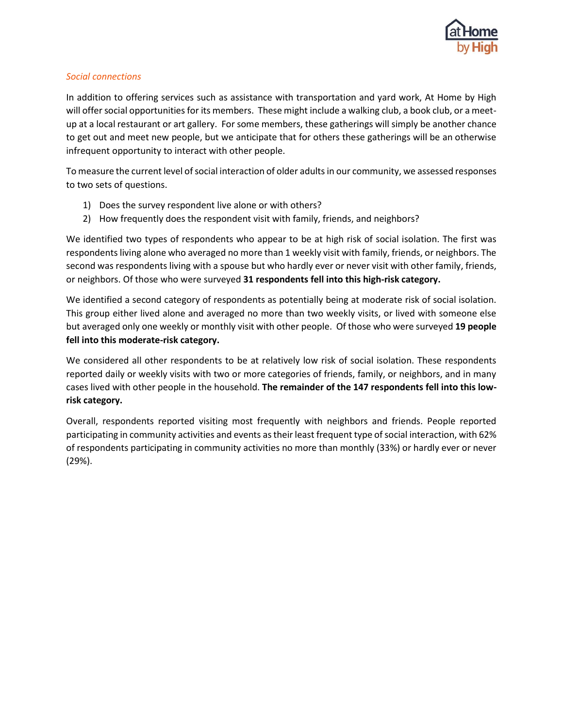*Social connections*

In addition to offering services such as assistance with transportation and yard work, At Home by High will offer social opportunities for its members. These might include a walking club, a book club, or a meet-up at a local restaurant or art gallery. For some members, these gatherings will simply be another chance to get out and meet new people, but we anticipate that for others these gatherings will be an otherwise infrequent opportunity to interact with other people.

To measure the current level of social interaction of older adults in our community, we assessed responses to two sets of questions.

1) Does the survey respondent live alone or with others?
2) How frequently does the respondent visit with family, friends, and neighbors?

We identified two types of respondents who appear to be at high risk of social isolation. The first was respondents living alone who averaged no more than 1 weekly visit with family, friends, or neighbors. The second was respondents living with a spouse but who hardly ever or never visit with other family, friends, or neighbors. Of those who were surveyed **31 respondents fell into this high-risk category.**

We identified a second category of respondents as potentially being at moderate risk of social isolation. This group either lived alone and averaged no more than two weekly visits, or lived with someone else but averaged only one weekly or monthly visit with other people. Of those who were surveyed **19 people fell into this moderate-risk category.**

We considered all other respondents to be at relatively low risk of social isolation. These respondents reported daily or weekly visits with two or more categories of friends, family, or neighbors, and in many cases lived with other people in the household. **The remainder of the 147 respondents fell into this low-risk category.**

Overall, respondents reported visiting most frequently with neighbors and friends. People reported participating in community activities and events as their least frequent type of social interaction, with 62% of respondents participating in community activities no more than monthly (33%) or hardly ever or never (29%).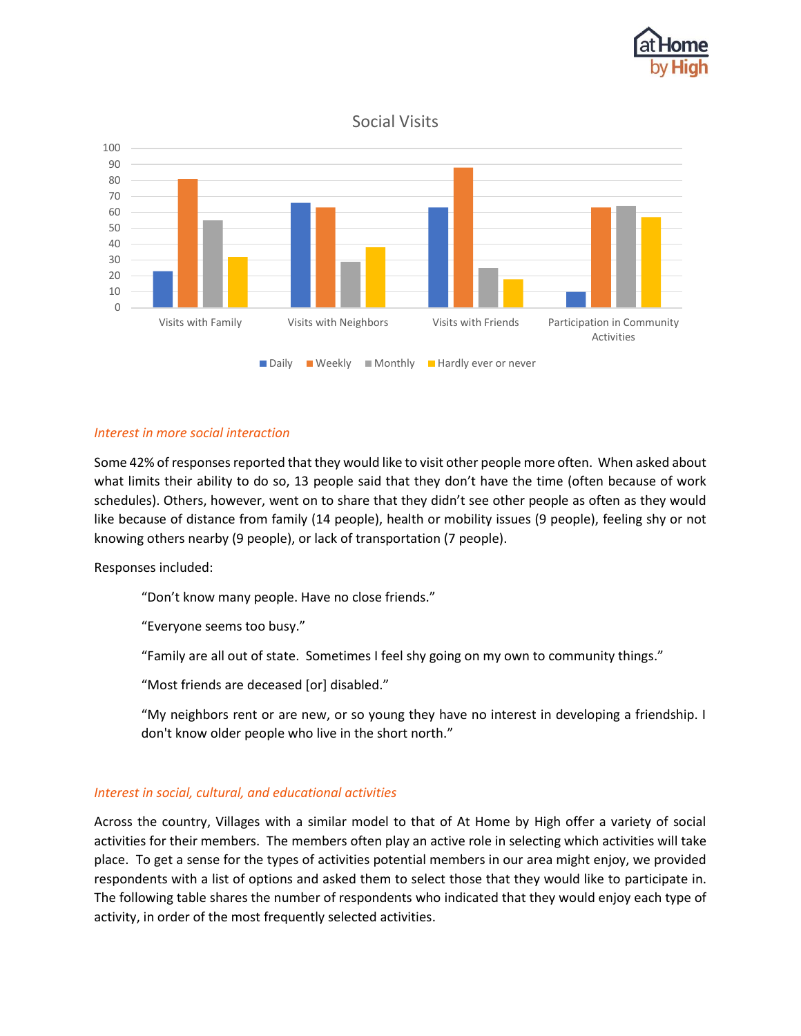Social Visits

| | Daily | Weekly | Monthly | Hardly ever or never |
|---|---|---|---|---|
| Visits with Family | 23 | 81 | 55 | 32 |
| Visits with Neighbors | 66 | 63 | 29 | 38 |
| Visits with Friends | 63 | 88 | 25 | 18 |
| Participation in Community Activities | 10 | 63 | 64 | 57 |

*Interest in more social interaction*

Some 42% of responses reported that they would like to visit other people more often. When asked about what limits their ability to do so, 13 people said that they don't have the time (often because of work schedules). Others, however, went on to share that they didn't see other people as often as they would like because of distance from family (14 people), health or mobility issues (9 people), feeling shy or not knowing others nearby (9 people), or lack of transportation (7 people).

Responses included:

> "Don't know many people. Have no close friends."
>
> "Everyone seems too busy."
>
> "Family are all out of state. Sometimes I feel shy going on my own to community things."
>
> "Most friends are deceased [or] disabled."
>
> "My neighbors rent or are new, or so young they have no interest in developing a friendship. I don't know older people who live in the short north."

*Interest in social, cultural, and educational activities*

Across the country, Villages with a similar model to that of At Home by High offer a variety of social activities for their members. The members often play an active role in selecting which activities will take place. To get a sense for the types of activities potential members in our area might enjoy, we provided respondents with a list of options and asked them to select those that they would like to participate in. The following table shares the number of respondents who indicated that they would enjoy each type of activity, in order of the most frequently selected activities.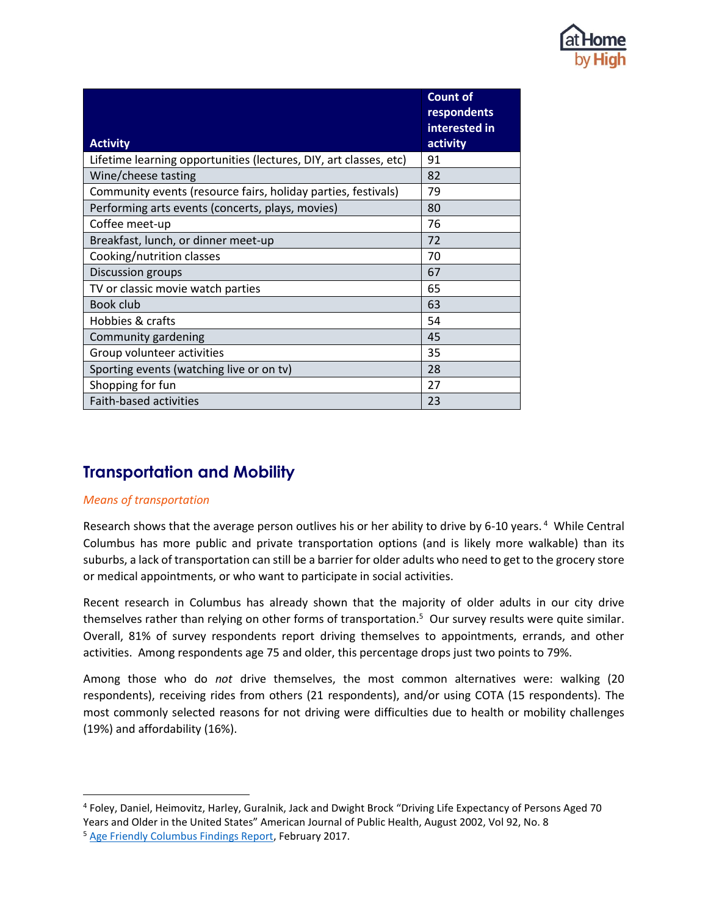| Activity | Count of respondents interested in activity |
|---|---|
| Lifetime learning opportunities (lectures, DIY, art classes, etc) | 91 |
| Wine/cheese tasting | 82 |
| Community events (resource fairs, holiday parties, festivals) | 79 |
| Performing arts events (concerts, plays, movies) | 80 |
| Coffee meet-up | 76 |
| Breakfast, lunch, or dinner meet-up | 72 |
| Cooking/nutrition classes | 70 |
| Discussion groups | 67 |
| TV or classic movie watch parties | 65 |
| Book club | 63 |
| Hobbies & crafts | 54 |
| Community gardening | 45 |
| Group volunteer activities | 35 |
| Sporting events (watching live or on tv) | 28 |
| Shopping for fun | 27 |
| Faith-based activities | 23 |

## Transportation and Mobility

*Means of transportation*

Research shows that the average person outlives his or her ability to drive by 6-10 years.[4] While Central Columbus has more public and private transportation options (and is likely more walkable) than its suburbs, a lack of transportation can still be a barrier for older adults who need to get to the grocery store or medical appointments, or who want to participate in social activities.

Recent research in Columbus has already shown that the majority of older adults in our city drive themselves rather than relying on other forms of transportation.[5] Our survey results were quite similar. Overall, 81% of survey respondents report driving themselves to appointments, errands, and other activities. Among respondents age 75 and older, this percentage drops just two points to 79%.

Among those who do *not* drive themselves, the most common alternatives were: walking (20 respondents), receiving rides from others (21 respondents), and/or using COTA (15 respondents). The most commonly selected reasons for not driving were difficulties due to health or mobility challenges (19%) and affordability (16%).

---

[4] Foley, Daniel, Heimovitz, Harley, Guralnik, Jack and Dwight Brock "Driving Life Expectancy of Persons Aged 70 Years and Older in the United States" American Journal of Public Health, August 2002, Vol 92, No. 8

[5] Age Friendly Columbus Findings Report, February 2017.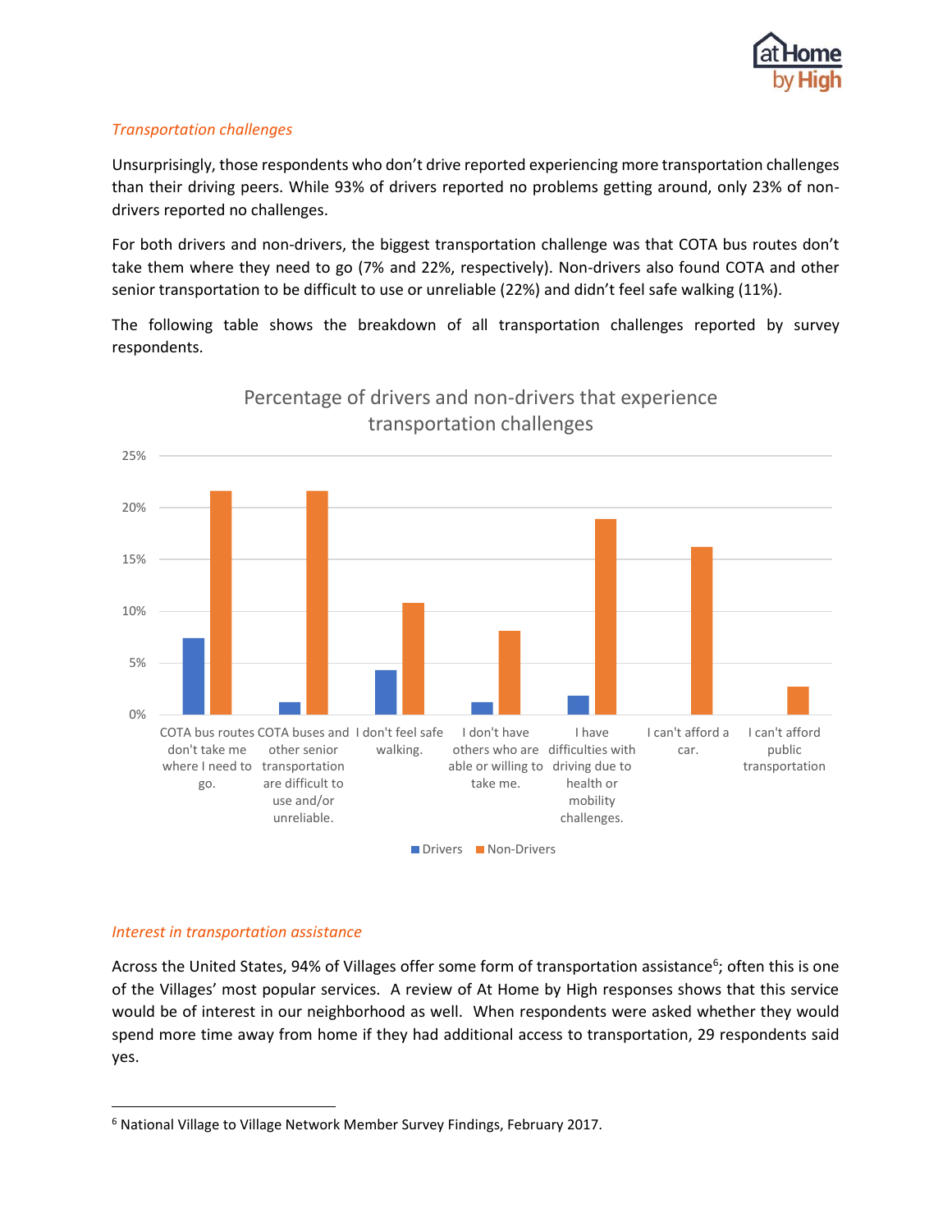*Transportation challenges*

Unsurprisingly, those respondents who don't drive reported experiencing more transportation challenges than their driving peers. While 93% of drivers reported no problems getting around, only 23% of non-drivers reported no challenges.

For both drivers and non-drivers, the biggest transportation challenge was that COTA bus routes don't take them where they need to go (7% and 22%, respectively). Non-drivers also found COTA and other senior transportation to be difficult to use or unreliable (22%) and didn't feel safe walking (11%).

The following table shows the breakdown of all transportation challenges reported by survey respondents.

Percentage of drivers and non-drivers that experience transportation challenges

| Challenge | Drivers | Non-Drivers |
|---|---|---|
| COTA bus routes don't take me where I need to go. | ~7% | ~22% |
| COTA buses and other senior transportation are difficult to use and/or unreliable. | ~1% | ~22% |
| I don't feel safe walking. | ~4% | ~11% |
| I don't have others who are able or willing to take me. | ~1% | ~8% |
| I have difficulties with driving due to health or mobility challenges. | ~2% | ~19% |
| I can't afford a car. | | ~16% |
| I can't afford public transportation | | ~3% |

*Interest in transportation assistance*

Across the United States, 94% of Villages offer some form of transportation assistance[6]; often this is one of the Villages' most popular services. A review of At Home by High responses shows that this service would be of interest in our neighborhood as well. When respondents were asked whether they would spend more time away from home if they had additional access to transportation, 29 respondents said yes.

[6] National Village to Village Network Member Survey Findings, February 2017.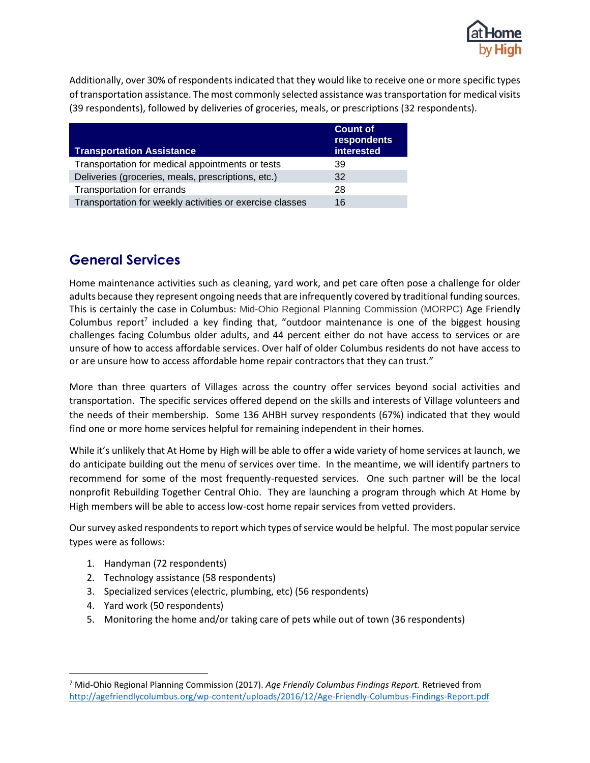Additionally, over 30% of respondents indicated that they would like to receive one or more specific types of transportation assistance. The most commonly selected assistance was transportation for medical visits (39 respondents), followed by deliveries of groceries, meals, or prescriptions (32 respondents).

| Transportation Assistance | Count of respondents interested |
| --- | --- |
| Transportation for medical appointments or tests | 39 |
| Deliveries (groceries, meals, prescriptions, etc.) | 32 |
| Transportation for errands | 28 |
| Transportation for weekly activities or exercise classes | 16 |

## General Services

Home maintenance activities such as cleaning, yard work, and pet care often pose a challenge for older adults because they represent ongoing needs that are infrequently covered by traditional funding sources. This is certainly the case in Columbus: Mid-Ohio Regional Planning Commission (MORPC) Age Friendly Columbus report[7] included a key finding that, "outdoor maintenance is one of the biggest housing challenges facing Columbus older adults, and 44 percent either do not have access to services or are unsure of how to access affordable services. Over half of older Columbus residents do not have access to or are unsure how to access affordable home repair contractors that they can trust."

More than three quarters of Villages across the country offer services beyond social activities and transportation. The specific services offered depend on the skills and interests of Village volunteers and the needs of their membership. Some 136 AHBH survey respondents (67%) indicated that they would find one or more home services helpful for remaining independent in their homes.

While it's unlikely that At Home by High will be able to offer a wide variety of home services at launch, we do anticipate building out the menu of services over time. In the meantime, we will identify partners to recommend for some of the most frequently-requested services. One such partner will be the local nonprofit Rebuilding Together Central Ohio. They are launching a program through which At Home by High members will be able to access low-cost home repair services from vetted providers.

Our survey asked respondents to report which types of service would be helpful. The most popular service types were as follows:

1. Handyman (72 respondents)
2. Technology assistance (58 respondents)
3. Specialized services (electric, plumbing, etc) (56 respondents)
4. Yard work (50 respondents)
5. Monitoring the home and/or taking care of pets while out of town (36 respondents)

---

[7] Mid-Ohio Regional Planning Commission (2017). *Age Friendly Columbus Findings Report.* Retrieved from http://agefriendlycolumbus.org/wp-content/uploads/2016/12/Age-Friendly-Columbus-Findings-Report.pdf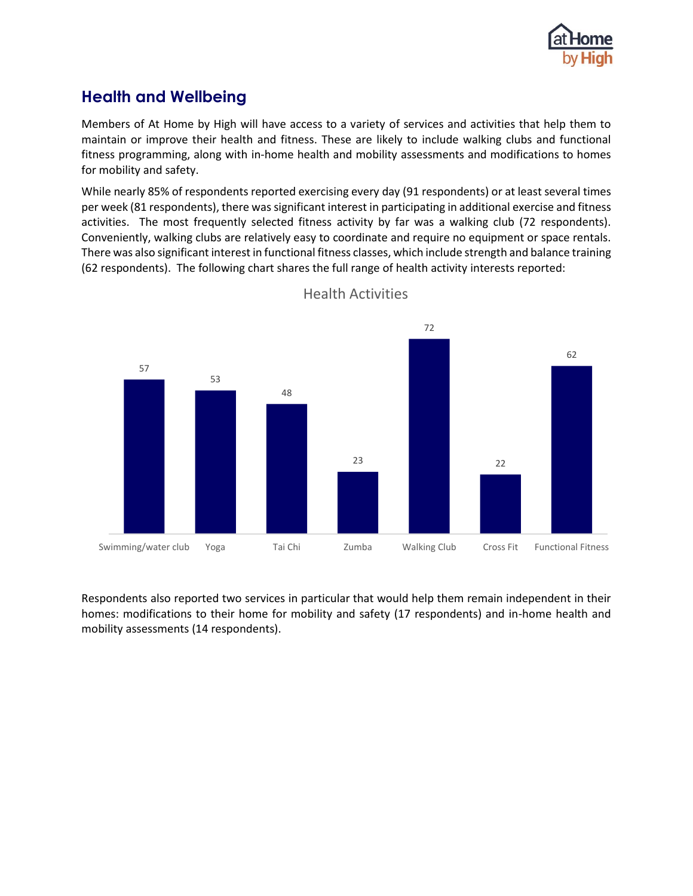## Health and Wellbeing

Members of At Home by High will have access to a variety of services and activities that help them to maintain or improve their health and fitness. These are likely to include walking clubs and functional fitness programming, along with in-home health and mobility assessments and modifications to homes for mobility and safety.

While nearly 85% of respondents reported exercising every day (91 respondents) or at least several times per week (81 respondents), there was significant interest in participating in additional exercise and fitness activities. The most frequently selected fitness activity by far was a walking club (72 respondents). Conveniently, walking clubs are relatively easy to coordinate and require no equipment or space rentals. There was also significant interest in functional fitness classes, which include strength and balance training (62 respondents). The following chart shares the full range of health activity interests reported:

**Health Activities**

| Activity | Respondents |
| --- | --- |
| Swimming/water club | 57 |
| Yoga | 53 |
| Tai Chi | 48 |
| Zumba | 23 |
| Walking Club | 72 |
| Cross Fit | 22 |
| Functional Fitness | 62 |

Respondents also reported two services in particular that would help them remain independent in their homes: modifications to their home for mobility and safety (17 respondents) and in-home health and mobility assessments (14 respondents).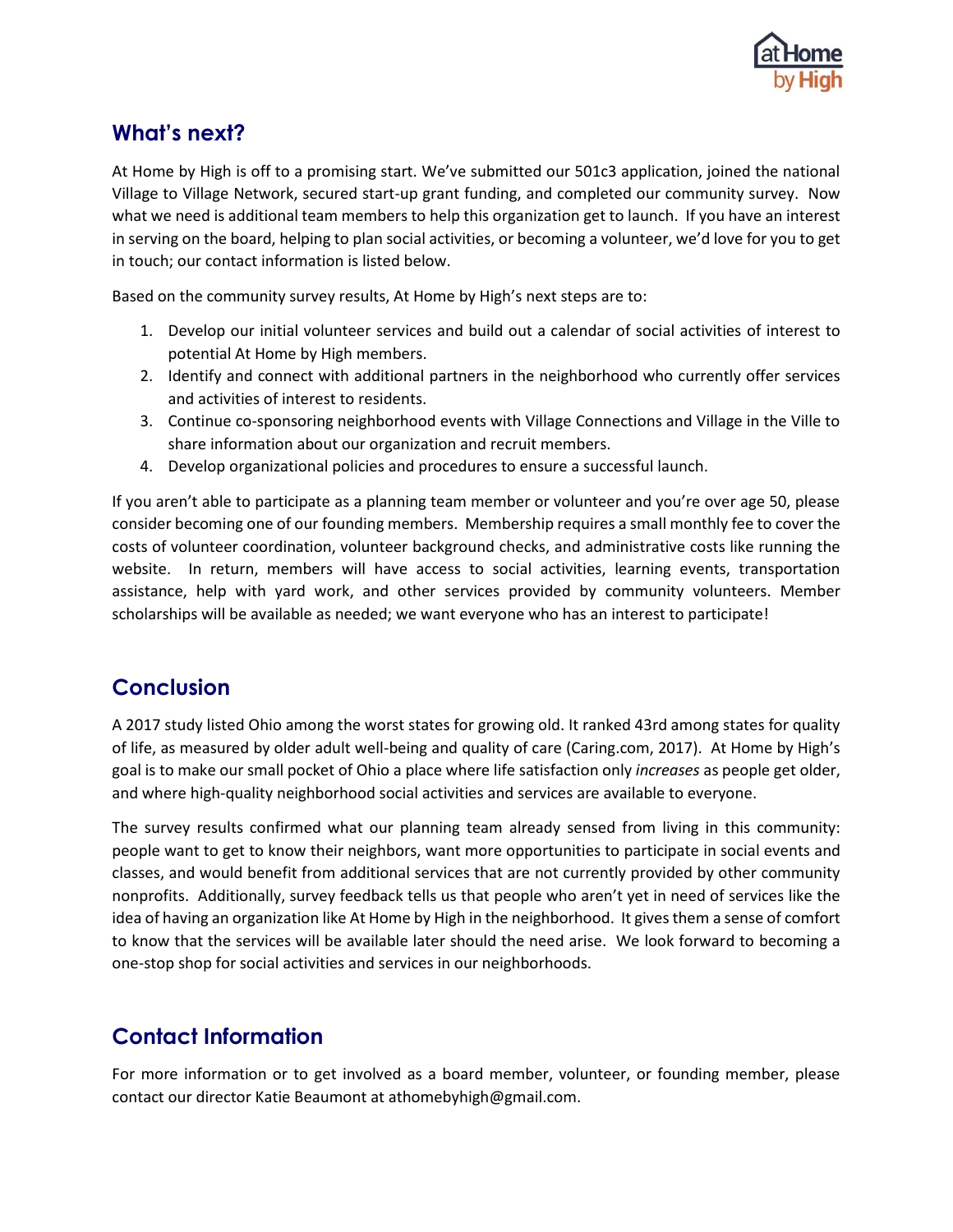## What's next?

At Home by High is off to a promising start. We've submitted our 501c3 application, joined the national Village to Village Network, secured start-up grant funding, and completed our community survey. Now what we need is additional team members to help this organization get to launch. If you have an interest in serving on the board, helping to plan social activities, or becoming a volunteer, we'd love for you to get in touch; our contact information is listed below.

Based on the community survey results, At Home by High's next steps are to:

1. Develop our initial volunteer services and build out a calendar of social activities of interest to potential At Home by High members.
2. Identify and connect with additional partners in the neighborhood who currently offer services and activities of interest to residents.
3. Continue co-sponsoring neighborhood events with Village Connections and Village in the Ville to share information about our organization and recruit members.
4. Develop organizational policies and procedures to ensure a successful launch.

If you aren't able to participate as a planning team member or volunteer and you're over age 50, please consider becoming one of our founding members. Membership requires a small monthly fee to cover the costs of volunteer coordination, volunteer background checks, and administrative costs like running the website. In return, members will have access to social activities, learning events, transportation assistance, help with yard work, and other services provided by community volunteers. Member scholarships will be available as needed; we want everyone who has an interest to participate!

## Conclusion

A 2017 study listed Ohio among the worst states for growing old. It ranked 43rd among states for quality of life, as measured by older adult well-being and quality of care (Caring.com, 2017). At Home by High's goal is to make our small pocket of Ohio a place where life satisfaction only *increases* as people get older, and where high-quality neighborhood social activities and services are available to everyone.

The survey results confirmed what our planning team already sensed from living in this community: people want to get to know their neighbors, want more opportunities to participate in social events and classes, and would benefit from additional services that are not currently provided by other community nonprofits. Additionally, survey feedback tells us that people who aren't yet in need of services like the idea of having an organization like At Home by High in the neighborhood. It gives them a sense of comfort to know that the services will be available later should the need arise. We look forward to becoming a one-stop shop for social activities and services in our neighborhoods.

## Contact Information

For more information or to get involved as a board member, volunteer, or founding member, please contact our director Katie Beaumont at athomebyhigh@gmail.com.